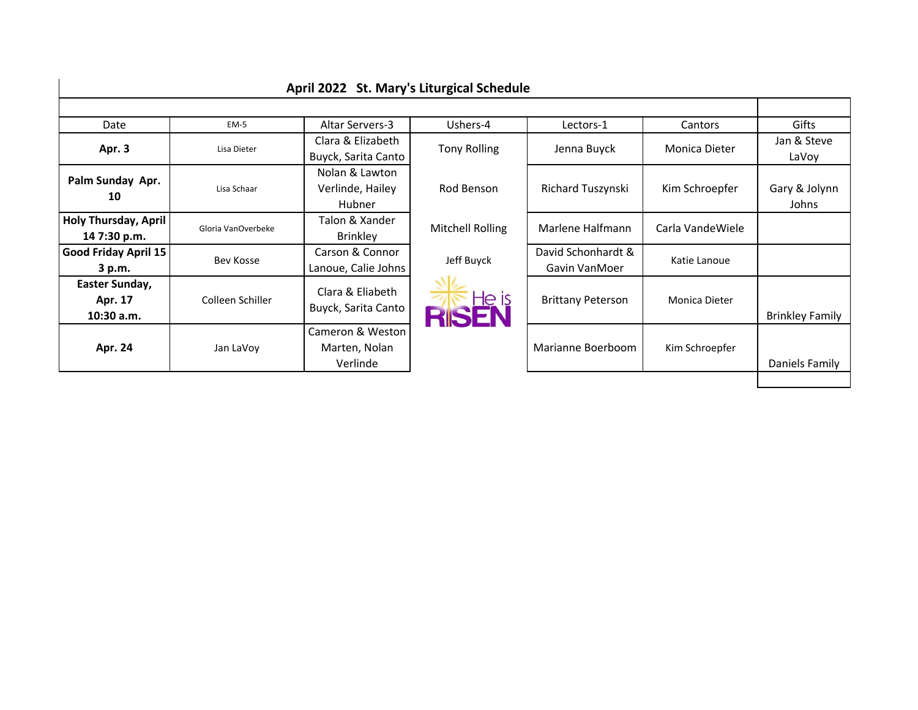## April 2022 St. Mary's Liturgical Schedule

| Date | EM-5 | Altar Servers-3 | Ushers-4 | Lectors-1 | Cantors | Gifts |
|---|---|---|---|---|---|---|
| **Apr. 3** | Lisa Dieter | Clara & Elizabeth Buyck, Sarita Canto | Tony Rolling | Jenna Buyck | Monica Dieter | Jan & Steve LaVoy |
| **Palm Sunday Apr. 10** | Lisa Schaar | Nolan & Lawton Verlinde, Hailey Hubner | Rod Benson | Richard Tuszynski | Kim Schroepfer | Gary & Jolynn Johns |
| **Holy Thursday, April 14 7:30 p.m.** | Gloria VanOverbeke | Talon & Xander Brinkley | Mitchell Rolling | Marlene Halfmann | Carla VandeWiele | |
| **Good Friday April 15 3 p.m.** | Bev Kosse | Carson & Connor Lanoue, Calie Johns | Jeff Buyck | David Schonhardt & Gavin VanMoer | Katie Lanoue | |
| **Easter Sunday, Apr. 17 10:30 a.m.** | Colleen Schiller | Clara & Eliabeth Buyck, Sarita Canto | He is RISEN | Brittany Peterson | Monica Dieter | Brinkley Family |
| **Apr. 24** | Jan LaVoy | Cameron & Weston Marten, Nolan Verlinde | | Marianne Boerboom | Kim Schroepfer | Daniels Family |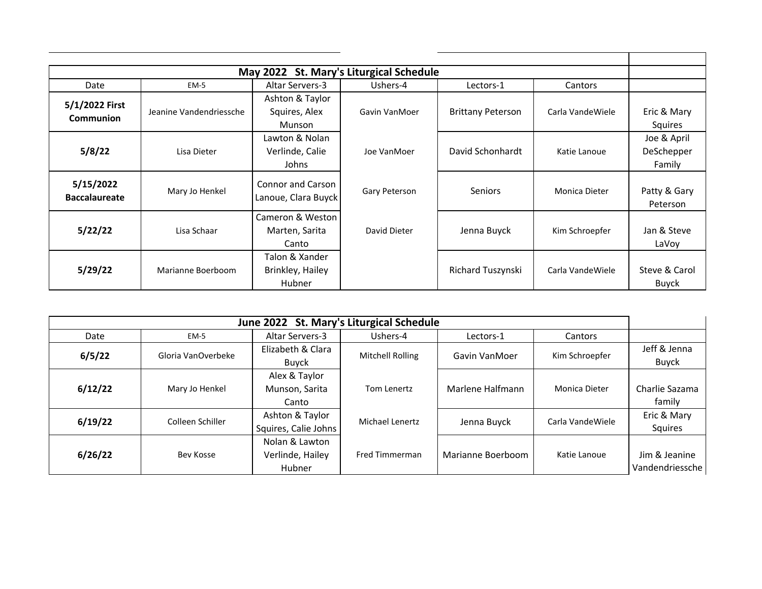| May 2022 St. Mary's Liturgical Schedule | | | | | | |
|---|---|---|---|---|---|---|
| Date | EM-5 | Altar Servers-3 | Ushers-4 | Lectors-1 | Cantors | |
| **5/1/2022 First Communion** | Jeanine Vandendriessche | Ashton & Taylor Squires, Alex Munson | Gavin VanMoer | Brittany Peterson | Carla VandeWiele | Eric & Mary Squires |
| **5/8/22** | Lisa Dieter | Lawton & Nolan Verlinde, Calie Johns | Joe VanMoer | David Schonhardt | Katie Lanoue | Joe & April DeSchepper Family |
| **5/15/2022 Baccalaureate** | Mary Jo Henkel | Connor and Carson Lanoue, Clara Buyck | Gary Peterson | Seniors | Monica Dieter | Patty & Gary Peterson |
| **5/22/22** | Lisa Schaar | Cameron & Weston Marten, Sarita Canto | David Dieter | Jenna Buyck | Kim Schroepfer | Jan & Steve LaVoy |
| **5/29/22** | Marianne Boerboom | Talon & Xander Brinkley, Hailey Hubner | | Richard Tuszynski | Carla VandeWiele | Steve & Carol Buyck |

| June 2022 St. Mary's Liturgical Schedule | | | | | | |
|---|---|---|---|---|---|---|
| Date | EM-5 | Altar Servers-3 | Ushers-4 | Lectors-1 | Cantors | |
| **6/5/22** | Gloria VanOverbeke | Elizabeth & Clara Buyck | Mitchell Rolling | Gavin VanMoer | Kim Schroepfer | Jeff & Jenna Buyck |
| **6/12/22** | Mary Jo Henkel | Alex & Taylor Munson, Sarita Canto | Tom Lenertz | Marlene Halfmann | Monica Dieter | Charlie Sazama family |
| **6/19/22** | Colleen Schiller | Ashton & Taylor Squires, Calie Johns | Michael Lenertz | Jenna Buyck | Carla VandeWiele | Eric & Mary Squires |
| **6/26/22** | Bev Kosse | Nolan & Lawton Verlinde, Hailey Hubner | Fred Timmerman | Marianne Boerboom | Katie Lanoue | Jim & Jeanine Vandendriessche |